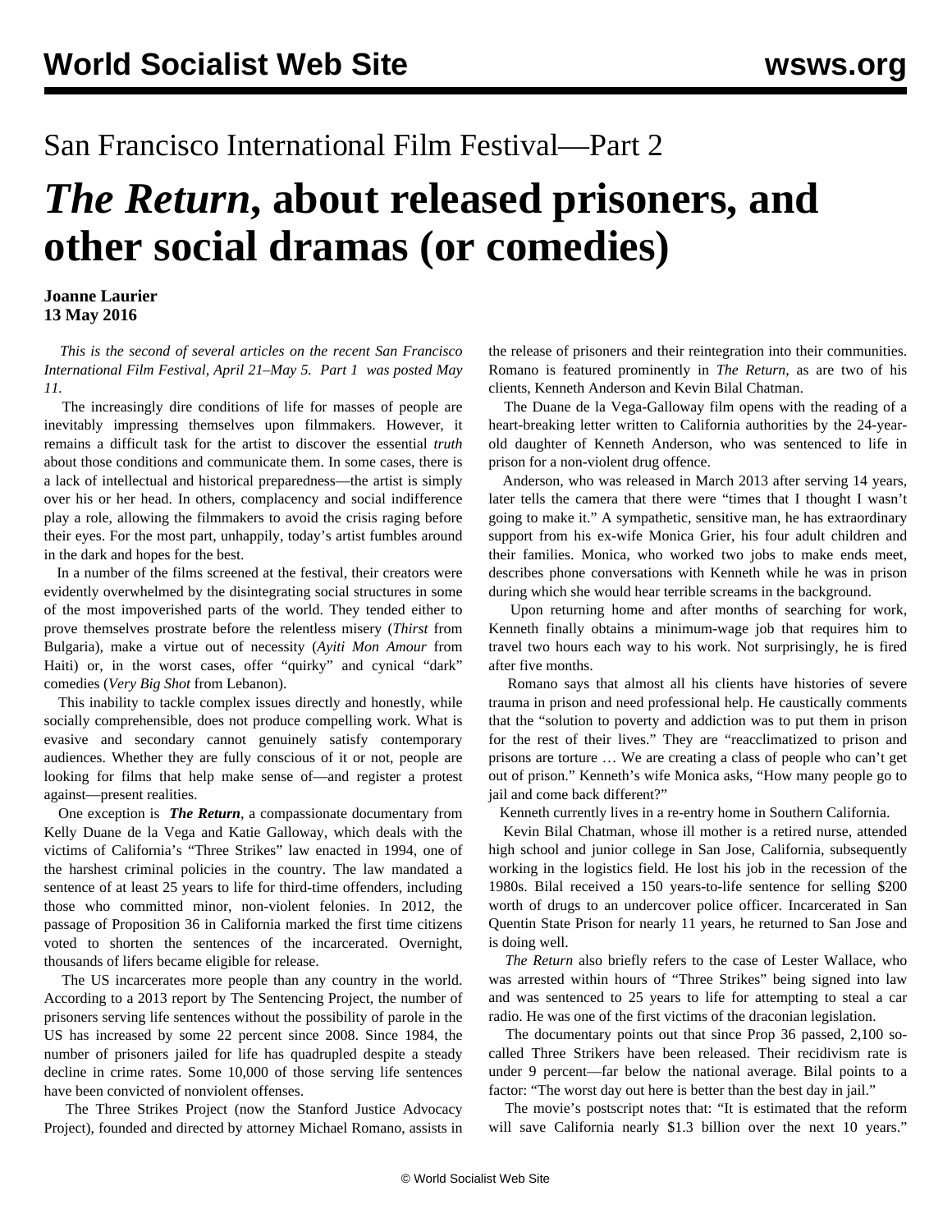# San Francisco International Film Festival—Part 2

# *The Return*, about released prisoners, and other social dramas (or comedies)

**Joanne Laurier**
**13 May 2016**

*This is the second of several articles on the recent San Francisco International Film Festival, April 21–May 5. Part 1 was posted May 11.*

The increasingly dire conditions of life for masses of people are inevitably impressing themselves upon filmmakers. However, it remains a difficult task for the artist to discover the essential *truth* about those conditions and communicate them. In some cases, there is a lack of intellectual and historical preparedness—the artist is simply over his or her head. In others, complacency and social indifference play a role, allowing the filmmakers to avoid the crisis raging before their eyes. For the most part, unhappily, today's artist fumbles around in the dark and hopes for the best.

In a number of the films screened at the festival, their creators were evidently overwhelmed by the disintegrating social structures in some of the most impoverished parts of the world. They tended either to prove themselves prostrate before the relentless misery (*Thirst* from Bulgaria), make a virtue out of necessity (*Ayiti Mon Amour* from Haiti) or, in the worst cases, offer "quirky" and cynical "dark" comedies (*Very Big Shot* from Lebanon).

This inability to tackle complex issues directly and honestly, while socially comprehensible, does not produce compelling work. What is evasive and secondary cannot genuinely satisfy contemporary audiences. Whether they are fully conscious of it or not, people are looking for films that help make sense of—and register a protest against—present realities.

One exception is ***The Return***, a compassionate documentary from Kelly Duane de la Vega and Katie Galloway, which deals with the victims of California's "Three Strikes" law enacted in 1994, one of the harshest criminal policies in the country. The law mandated a sentence of at least 25 years to life for third-time offenders, including those who committed minor, non-violent felonies. In 2012, the passage of Proposition 36 in California marked the first time citizens voted to shorten the sentences of the incarcerated. Overnight, thousands of lifers became eligible for release.

The US incarcerates more people than any country in the world. According to a 2013 report by The Sentencing Project, the number of prisoners serving life sentences without the possibility of parole in the US has increased by some 22 percent since 2008. Since 1984, the number of prisoners jailed for life has quadrupled despite a steady decline in crime rates. Some 10,000 of those serving life sentences have been convicted of nonviolent offenses.

The Three Strikes Project (now the Stanford Justice Advocacy Project), founded and directed by attorney Michael Romano, assists in the release of prisoners and their reintegration into their communities. Romano is featured prominently in *The Return*, as are two of his clients, Kenneth Anderson and Kevin Bilal Chatman.

The Duane de la Vega-Galloway film opens with the reading of a heart-breaking letter written to California authorities by the 24-year-old daughter of Kenneth Anderson, who was sentenced to life in prison for a non-violent drug offence.

Anderson, who was released in March 2013 after serving 14 years, later tells the camera that there were "times that I thought I wasn't going to make it." A sympathetic, sensitive man, he has extraordinary support from his ex-wife Monica Grier, his four adult children and their families. Monica, who worked two jobs to make ends meet, describes phone conversations with Kenneth while he was in prison during which she would hear terrible screams in the background.

Upon returning home and after months of searching for work, Kenneth finally obtains a minimum-wage job that requires him to travel two hours each way to his work. Not surprisingly, he is fired after five months.

Romano says that almost all his clients have histories of severe trauma in prison and need professional help. He caustically comments that the "solution to poverty and addiction was to put them in prison for the rest of their lives." They are "reacclimatized to prison and prisons are torture … We are creating a class of people who can't get out of prison." Kenneth's wife Monica asks, "How many people go to jail and come back different?"

Kenneth currently lives in a re-entry home in Southern California.

Kevin Bilal Chatman, whose ill mother is a retired nurse, attended high school and junior college in San Jose, California, subsequently working in the logistics field. He lost his job in the recession of the 1980s. Bilal received a 150 years-to-life sentence for selling $200 worth of drugs to an undercover police officer. Incarcerated in San Quentin State Prison for nearly 11 years, he returned to San Jose and is doing well.

*The Return* also briefly refers to the case of Lester Wallace, who was arrested within hours of "Three Strikes" being signed into law and was sentenced to 25 years to life for attempting to steal a car radio. He was one of the first victims of the draconian legislation.

The documentary points out that since Prop 36 passed, 2,100 so-called Three Strikers have been released. Their recidivism rate is under 9 percent—far below the national average. Bilal points to a factor: "The worst day out here is better than the best day in jail."

The movie's postscript notes that: "It is estimated that the reform will save California nearly $1.3 billion over the next 10 years."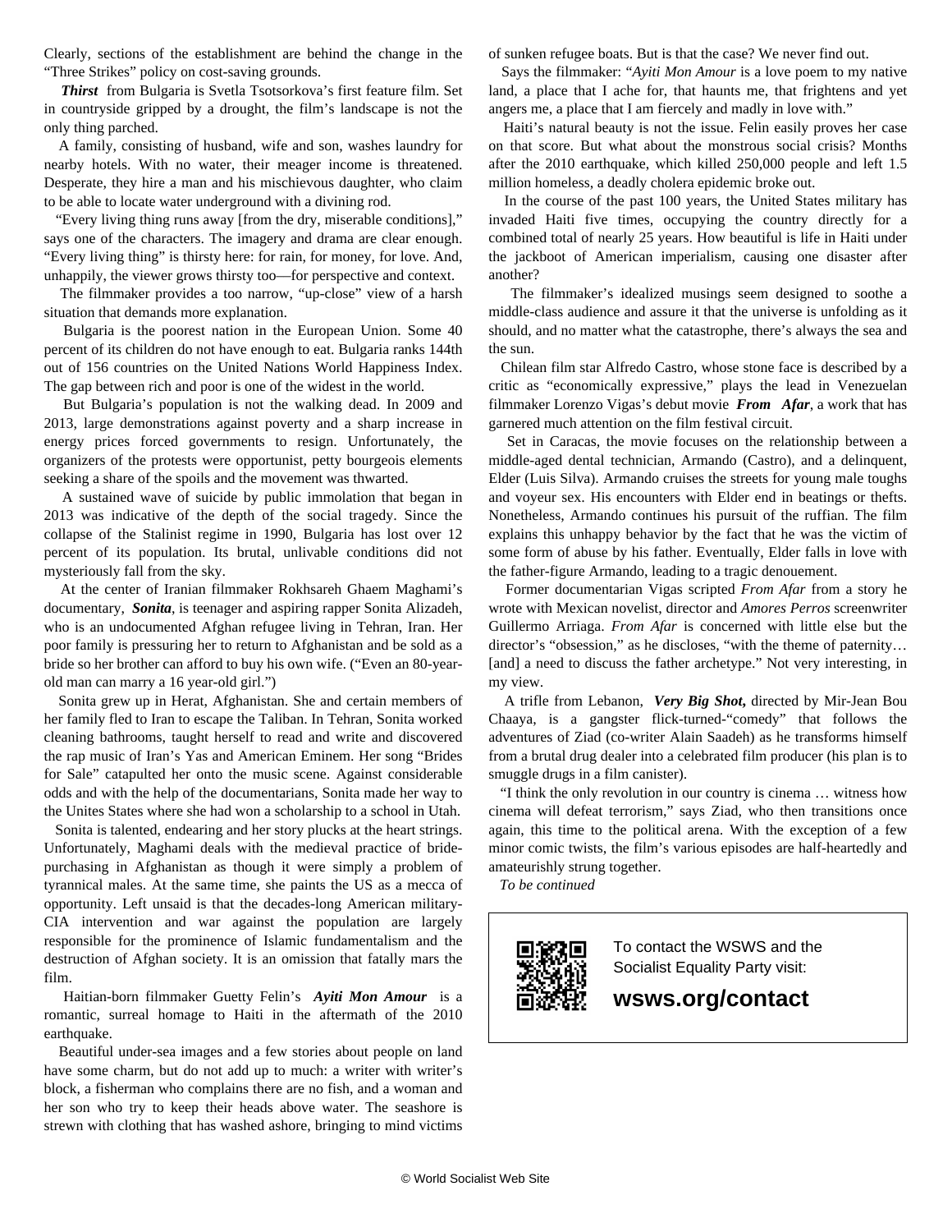Clearly, sections of the establishment are behind the change in the "Three Strikes" policy on cost-saving grounds.

***Thirst*** from Bulgaria is Svetla Tsotsorkova's first feature film. Set in countryside gripped by a drought, the film's landscape is not the only thing parched.

A family, consisting of husband, wife and son, washes laundry for nearby hotels. With no water, their meager income is threatened. Desperate, they hire a man and his mischievous daughter, who claim to be able to locate water underground with a divining rod.

"Every living thing runs away [from the dry, miserable conditions]," says one of the characters. The imagery and drama are clear enough. "Every living thing" is thirsty here: for rain, for money, for love. And, unhappily, the viewer grows thirsty too—for perspective and context.

The filmmaker provides a too narrow, "up-close" view of a harsh situation that demands more explanation.

Bulgaria is the poorest nation in the European Union. Some 40 percent of its children do not have enough to eat. Bulgaria ranks 144th out of 156 countries on the United Nations World Happiness Index. The gap between rich and poor is one of the widest in the world.

But Bulgaria's population is not the walking dead. In 2009 and 2013, large demonstrations against poverty and a sharp increase in energy prices forced governments to resign. Unfortunately, the organizers of the protests were opportunist, petty bourgeois elements seeking a share of the spoils and the movement was thwarted.

A sustained wave of suicide by public immolation that began in 2013 was indicative of the depth of the social tragedy. Since the collapse of the Stalinist regime in 1990, Bulgaria has lost over 12 percent of its population. Its brutal, unlivable conditions did not mysteriously fall from the sky.

At the center of Iranian filmmaker Rokhsareh Ghaem Maghami's documentary, ***Sonita***, is teenager and aspiring rapper Sonita Alizadeh, who is an undocumented Afghan refugee living in Tehran, Iran. Her poor family is pressuring her to return to Afghanistan and be sold as a bride so her brother can afford to buy his own wife. ("Even an 80-year-old man can marry a 16 year-old girl.")

Sonita grew up in Herat, Afghanistan. She and certain members of her family fled to Iran to escape the Taliban. In Tehran, Sonita worked cleaning bathrooms, taught herself to read and write and discovered the rap music of Iran's Yas and American Eminem. Her song "Brides for Sale" catapulted her onto the music scene. Against considerable odds and with the help of the documentarians, Sonita made her way to the Unites States where she had won a scholarship to a school in Utah.

Sonita is talented, endearing and her story plucks at the heart strings. Unfortunately, Maghami deals with the medieval practice of bride-purchasing in Afghanistan as though it were simply a problem of tyrannical males. At the same time, she paints the US as a mecca of opportunity. Left unsaid is that the decades-long American military-CIA intervention and war against the population are largely responsible for the prominence of Islamic fundamentalism and the destruction of Afghan society. It is an omission that fatally mars the film.

Haitian-born filmmaker Guetty Felin's ***Ayiti Mon Amour*** is a romantic, surreal homage to Haiti in the aftermath of the 2010 earthquake.

Beautiful under-sea images and a few stories about people on land have some charm, but do not add up to much: a writer with writer's block, a fisherman who complains there are no fish, and a woman and her son who try to keep their heads above water. The seashore is strewn with clothing that has washed ashore, bringing to mind victims of sunken refugee boats. But is that the case? We never find out.

Says the filmmaker: "*Ayiti Mon Amour* is a love poem to my native land, a place that I ache for, that haunts me, that frightens and yet angers me, a place that I am fiercely and madly in love with."

Haiti's natural beauty is not the issue. Felin easily proves her case on that score. But what about the monstrous social crisis? Months after the 2010 earthquake, which killed 250,000 people and left 1.5 million homeless, a deadly cholera epidemic broke out.

In the course of the past 100 years, the United States military has invaded Haiti five times, occupying the country directly for a combined total of nearly 25 years. How beautiful is life in Haiti under the jackboot of American imperialism, causing one disaster after another?

The filmmaker's idealized musings seem designed to soothe a middle-class audience and assure it that the universe is unfolding as it should, and no matter what the catastrophe, there's always the sea and the sun.

Chilean film star Alfredo Castro, whose stone face is described by a critic as "economically expressive," plays the lead in Venezuelan filmmaker Lorenzo Vigas's debut movie ***From Afar***, a work that has garnered much attention on the film festival circuit.

Set in Caracas, the movie focuses on the relationship between a middle-aged dental technician, Armando (Castro), and a delinquent, Elder (Luis Silva). Armando cruises the streets for young male toughs and voyeur sex. His encounters with Elder end in beatings or thefts. Nonetheless, Armando continues his pursuit of the ruffian. The film explains this unhappy behavior by the fact that he was the victim of some form of abuse by his father. Eventually, Elder falls in love with the father-figure Armando, leading to a tragic denouement.

Former documentarian Vigas scripted *From Afar* from a story he wrote with Mexican novelist, director and *Amores Perros* screenwriter Guillermo Arriaga. *From Afar* is concerned with little else but the director's "obsession," as he discloses, "with the theme of paternity… [and] a need to discuss the father archetype." Not very interesting, in my view.

A trifle from Lebanon, ***Very Big Shot***, directed by Mir-Jean Bou Chaaya, is a gangster flick-turned-"comedy" that follows the adventures of Ziad (co-writer Alain Saadeh) as he transforms himself from a brutal drug dealer into a celebrated film producer (his plan is to smuggle drugs in a film canister).

"I think the only revolution in our country is cinema … witness how cinema will defeat terrorism," says Ziad, who then transitions once again, this time to the political arena. With the exception of a few minor comic twists, the film's various episodes are half-heartedly and amateurishly strung together.

*To be continued*

To contact the WSWS and the Socialist Equality Party visit:

**wsws.org/contact**